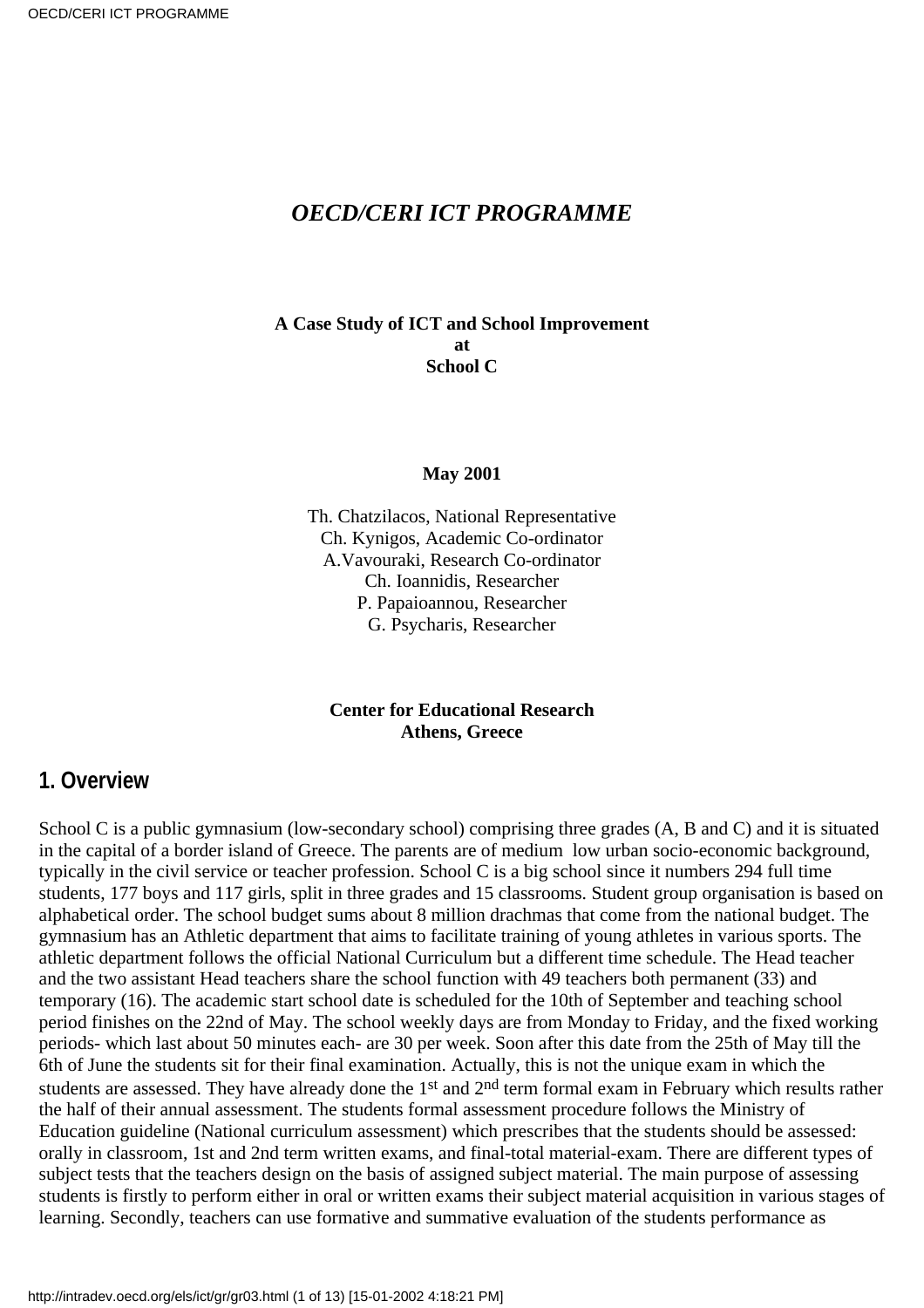# *OECD/CERI ICT PROGRAMME*

**A Case Study of ICT and School Improvement**
**at**
**School C**

**May 2001**

Th. Chatzilacos, National Representative
Ch. Kynigos, Academic Co-ordinator
A.Vavouraki, Research Co-ordinator
Ch. Ioannidis, Researcher
P. Papaioannou, Researcher
G. Psycharis, Researcher

**Center for Educational Research**
**Athens, Greece**

## 1. Overview

School C is a public gymnasium (low-secondary school) comprising three grades (A, B and C) and it is situated in the capital of a border island of Greece. The parents are of medium low urban socio-economic background, typically in the civil service or teacher profession. School C is a big school since it numbers 294 full time students, 177 boys and 117 girls, split in three grades and 15 classrooms. Student group organisation is based on alphabetical order. The school budget sums about 8 million drachmas that come from the national budget. The gymnasium has an Athletic department that aims to facilitate training of young athletes in various sports. The athletic department follows the official National Curriculum but a different time schedule. The Head teacher and the two assistant Head teachers share the school function with 49 teachers both permanent (33) and temporary (16). The academic start school date is scheduled for the 10th of September and teaching school period finishes on the 22nd of May. The school weekly days are from Monday to Friday, and the fixed working periods- which last about 50 minutes each- are 30 per week. Soon after this date from the 25th of May till the 6th of June the students sit for their final examination. Actually, this is not the unique exam in which the students are assessed. They have already done the 1st and 2nd term formal exam in February which results rather the half of their annual assessment. The students formal assessment procedure follows the Ministry of Education guideline (National curriculum assessment) which prescribes that the students should be assessed: orally in classroom, 1st and 2nd term written exams, and final-total material-exam. There are different types of subject tests that the teachers design on the basis of assigned subject material. The main purpose of assessing students is firstly to perform either in oral or written exams their subject material acquisition in various stages of learning. Secondly, teachers can use formative and summative evaluation of the students performance as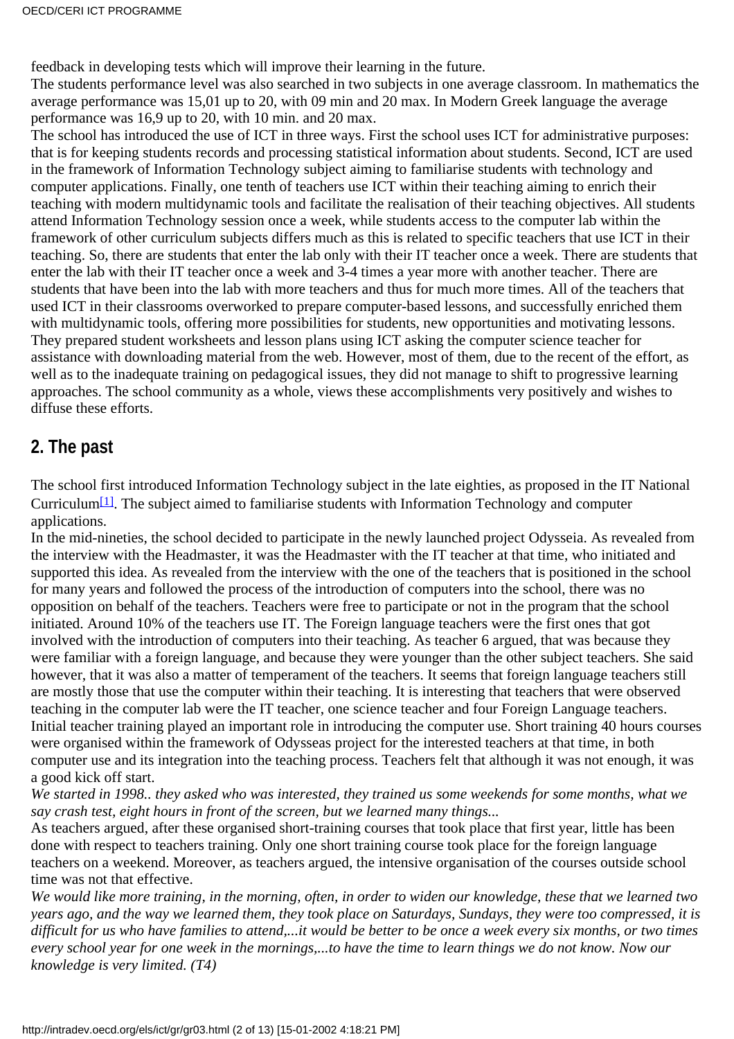feedback in developing tests which will improve their learning in the future.

The students performance level was also searched in two subjects in one average classroom. In mathematics the average performance was 15,01 up to 20, with 09 min and 20 max. In Modern Greek language the average performance was 16,9 up to 20, with 10 min. and 20 max.

The school has introduced the use of ICT in three ways. First the school uses ICT for administrative purposes: that is for keeping students records and processing statistical information about students. Second, ICT are used in the framework of Information Technology subject aiming to familiarise students with technology and computer applications. Finally, one tenth of teachers use ICT within their teaching aiming to enrich their teaching with modern multidynamic tools and facilitate the realisation of their teaching objectives. All students attend Information Technology session once a week, while students access to the computer lab within the framework of other curriculum subjects differs much as this is related to specific teachers that use ICT in their teaching. So, there are students that enter the lab only with their IT teacher once a week. There are students that enter the lab with their IT teacher once a week and 3-4 times a year more with another teacher. There are students that have been into the lab with more teachers and thus for much more times. All of the teachers that used ICT in their classrooms overworked to prepare computer-based lessons, and successfully enriched them with multidynamic tools, offering more possibilities for students, new opportunities and motivating lessons. They prepared student worksheets and lesson plans using ICT asking the computer science teacher for assistance with downloading material from the web. However, most of them, due to the recent of the effort, as well as to the inadequate training on pedagogical issues, they did not manage to shift to progressive learning approaches. The school community as a whole, views these accomplishments very positively and wishes to diffuse these efforts.

## 2. The past

The school first introduced Information Technology subject in the late eighties, as proposed in the IT National Curriculum[1]. The subject aimed to familiarise students with Information Technology and computer applications.

In the mid-nineties, the school decided to participate in the newly launched project Odysseia. As revealed from the interview with the Headmaster, it was the Headmaster with the IT teacher at that time, who initiated and supported this idea. As revealed from the interview with the one of the teachers that is positioned in the school for many years and followed the process of the introduction of computers into the school, there was no opposition on behalf of the teachers. Teachers were free to participate or not in the program that the school initiated. Around 10% of the teachers use IT. The Foreign language teachers were the first ones that got involved with the introduction of computers into their teaching. As teacher 6 argued, that was because they were familiar with a foreign language, and because they were younger than the other subject teachers. She said however, that it was also a matter of temperament of the teachers. It seems that foreign language teachers still are mostly those that use the computer within their teaching. It is interesting that teachers that were observed teaching in the computer lab were the IT teacher, one science teacher and four Foreign Language teachers.

Initial teacher training played an important role in introducing the computer use. Short training 40 hours courses were organised within the framework of Odysseas project for the interested teachers at that time, in both computer use and its integration into the teaching process. Teachers felt that although it was not enough, it was a good kick off start.

*We started in 1998.. they asked who was interested, they trained us some weekends for some months, what we say crash test, eight hours in front of the screen, but we learned many things...*

As teachers argued, after these organised short-training courses that took place that first year, little has been done with respect to teachers training. Only one short training course took place for the foreign language teachers on a weekend. Moreover, as teachers argued, the intensive organisation of the courses outside school time was not that effective.

*We would like more training, in the morning, often, in order to widen our knowledge, these that we learned two years ago, and the way we learned them, they took place on Saturdays, Sundays, they were too compressed, it is difficult for us who have families to attend,...it would be better to be once a week every six months, or two times every school year for one week in the mornings,...to have the time to learn things we do not know. Now our knowledge is very limited. (T4)*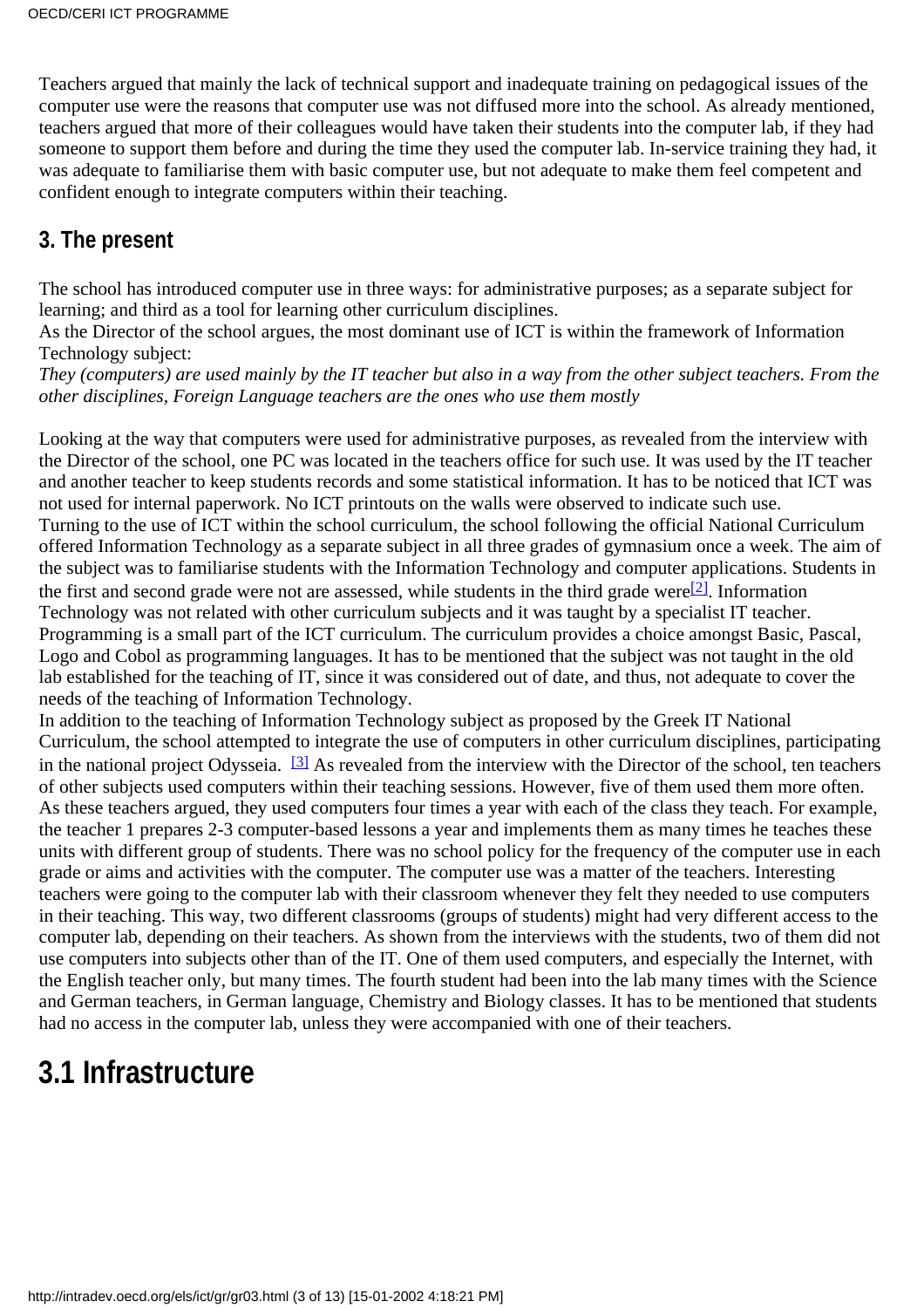Teachers argued that mainly the lack of technical support and inadequate training on pedagogical issues of the computer use were the reasons that computer use was not diffused more into the school. As already mentioned, teachers argued that more of their colleagues would have taken their students into the computer lab, if they had someone to support them before and during the time they used the computer lab. In-service training they had, it was adequate to familiarise them with basic computer use, but not adequate to make them feel competent and confident enough to integrate computers within their teaching.

## 3. The present

The school has introduced computer use in three ways: for administrative purposes; as a separate subject for learning; and third as a tool for learning other curriculum disciplines.
As the Director of the school argues, the most dominant use of ICT is within the framework of Information Technology subject:
*They (computers) are used mainly by the IT teacher but also in a way from the other subject teachers. From the other disciplines, Foreign Language teachers are the ones who use them mostly*

Looking at the way that computers were used for administrative purposes, as revealed from the interview with the Director of the school, one PC was located in the teachers office for such use. It was used by the IT teacher and another teacher to keep students records and some statistical information. It has to be noticed that ICT was not used for internal paperwork. No ICT printouts on the walls were observed to indicate such use.
Turning to the use of ICT within the school curriculum, the school following the official National Curriculum offered Information Technology as a separate subject in all three grades of gymnasium once a week. The aim of the subject was to familiarise students with the Information Technology and computer applications. Students in the first and second grade were not are assessed, while students in the third grade were[2]. Information Technology was not related with other curriculum subjects and it was taught by a specialist IT teacher. Programming is a small part of the ICT curriculum. The curriculum provides a choice amongst Basic, Pascal, Logo and Cobol as programming languages. It has to be mentioned that the subject was not taught in the old lab established for the teaching of IT, since it was considered out of date, and thus, not adequate to cover the needs of the teaching of Information Technology.
In addition to the teaching of Information Technology subject as proposed by the Greek IT National Curriculum, the school attempted to integrate the use of computers in other curriculum disciplines, participating in the national project Odysseia. [3] As revealed from the interview with the Director of the school, ten teachers of other subjects used computers within their teaching sessions. However, five of them used them more often. As these teachers argued, they used computers four times a year with each of the class they teach. For example, the teacher 1 prepares 2-3 computer-based lessons a year and implements them as many times he teaches these units with different group of students. There was no school policy for the frequency of the computer use in each grade or aims and activities with the computer. The computer use was a matter of the teachers. Interesting teachers were going to the computer lab with their classroom whenever they felt they needed to use computers in their teaching. This way, two different classrooms (groups of students) might had very different access to the computer lab, depending on their teachers. As shown from the interviews with the students, two of them did not use computers into subjects other than of the IT. One of them used computers, and especially the Internet, with the English teacher only, but many times. The fourth student had been into the lab many times with the Science and German teachers, in German language, Chemistry and Biology classes. It has to be mentioned that students had no access in the computer lab, unless they were accompanied with one of their teachers.

## 3.1 Infrastructure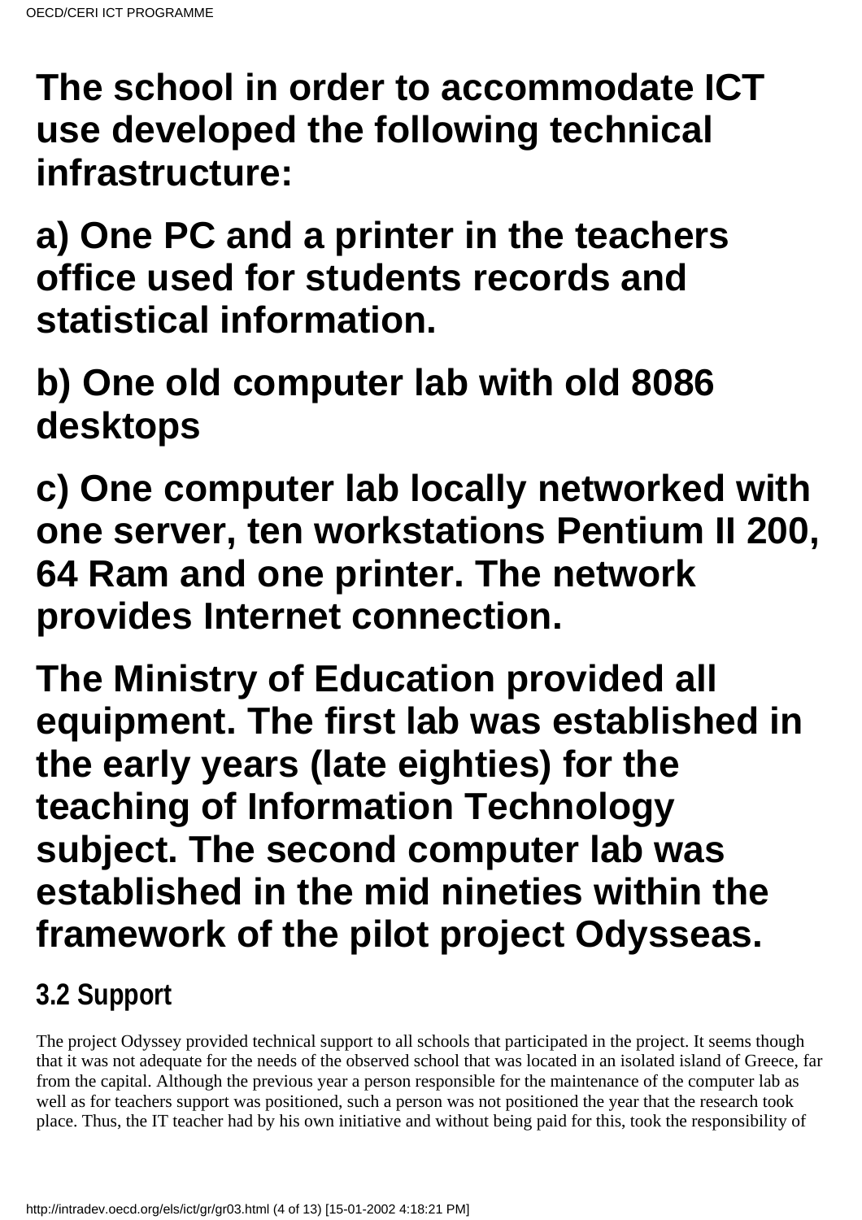**The school in order to accommodate ICT use developed the following technical infrastructure:**

**a) One PC and a printer in the teachers office used for students records and statistical information.**

**b) One old computer lab with old 8086 desktops**

**c) One computer lab locally networked with one server, ten workstations Pentium II 200, 64 Ram and one printer. The network provides Internet connection.**

**The Ministry of Education provided all equipment. The first lab was established in the early years (late eighties) for the teaching of Information Technology subject. The second computer lab was established in the mid nineties within the framework of the pilot project Odysseas.**

## 3.2 Support

The project Odyssey provided technical support to all schools that participated in the project. It seems though that it was not adequate for the needs of the observed school that was located in an isolated island of Greece, far from the capital. Although the previous year a person responsible for the maintenance of the computer lab as well as for teachers support was positioned, such a person was not positioned the year that the research took place. Thus, the IT teacher had by his own initiative and without being paid for this, took the responsibility of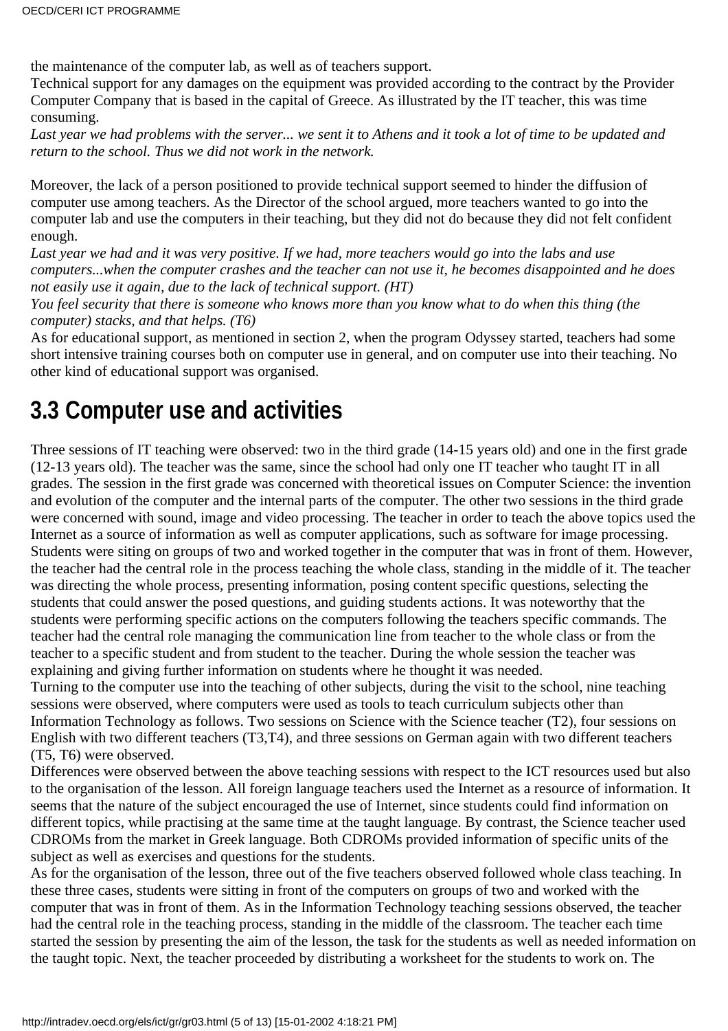the maintenance of the computer lab, as well as of teachers support.
Technical support for any damages on the equipment was provided according to the contract by the Provider Computer Company that is based in the capital of Greece. As illustrated by the IT teacher, this was time consuming.
*Last year we had problems with the server... we sent it to Athens and it took a lot of time to be updated and return to the school. Thus we did not work in the network.*

Moreover, the lack of a person positioned to provide technical support seemed to hinder the diffusion of computer use among teachers. As the Director of the school argued, more teachers wanted to go into the computer lab and use the computers in their teaching, but they did not do because they did not felt confident enough.
*Last year we had and it was very positive. If we had, more teachers would go into the labs and use computers...when the computer crashes and the teacher can not use it, he becomes disappointed and he does not easily use it again, due to the lack of technical support. (HT)*
*You feel security that there is someone who knows more than you know what to do when this thing (the computer) stacks, and that helps. (T6)*
As for educational support, as mentioned in section 2, when the program Odyssey started, teachers had some short intensive training courses both on computer use in general, and on computer use into their teaching. No other kind of educational support was organised.

## 3.3 Computer use and activities

Three sessions of IT teaching were observed: two in the third grade (14-15 years old) and one in the first grade (12-13 years old). The teacher was the same, since the school had only one IT teacher who taught IT in all grades. The session in the first grade was concerned with theoretical issues on Computer Science: the invention and evolution of the computer and the internal parts of the computer. The other two sessions in the third grade were concerned with sound, image and video processing. The teacher in order to teach the above topics used the Internet as a source of information as well as computer applications, such as software for image processing. Students were siting on groups of two and worked together in the computer that was in front of them. However, the teacher had the central role in the process teaching the whole class, standing in the middle of it. The teacher was directing the whole process, presenting information, posing content specific questions, selecting the students that could answer the posed questions, and guiding students actions. It was noteworthy that the students were performing specific actions on the computers following the teachers specific commands. The teacher had the central role managing the communication line from teacher to the whole class or from the teacher to a specific student and from student to the teacher. During the whole session the teacher was explaining and giving further information on students where he thought it was needed.
Turning to the computer use into the teaching of other subjects, during the visit to the school, nine teaching sessions were observed, where computers were used as tools to teach curriculum subjects other than Information Technology as follows. Two sessions on Science with the Science teacher (T2), four sessions on English with two different teachers (T3,T4), and three sessions on German again with two different teachers (T5, T6) were observed.
Differences were observed between the above teaching sessions with respect to the ICT resources used but also to the organisation of the lesson. All foreign language teachers used the Internet as a resource of information. It seems that the nature of the subject encouraged the use of Internet, since students could find information on different topics, while practising at the same time at the taught language. By contrast, the Science teacher used CDROMs from the market in Greek language. Both CDROMs provided information of specific units of the subject as well as exercises and questions for the students.
As for the organisation of the lesson, three out of the five teachers observed followed whole class teaching. In these three cases, students were sitting in front of the computers on groups of two and worked with the computer that was in front of them. As in the Information Technology teaching sessions observed, the teacher had the central role in the teaching process, standing in the middle of the classroom. The teacher each time started the session by presenting the aim of the lesson, the task for the students as well as needed information on the taught topic. Next, the teacher proceeded by distributing a worksheet for the students to work on. The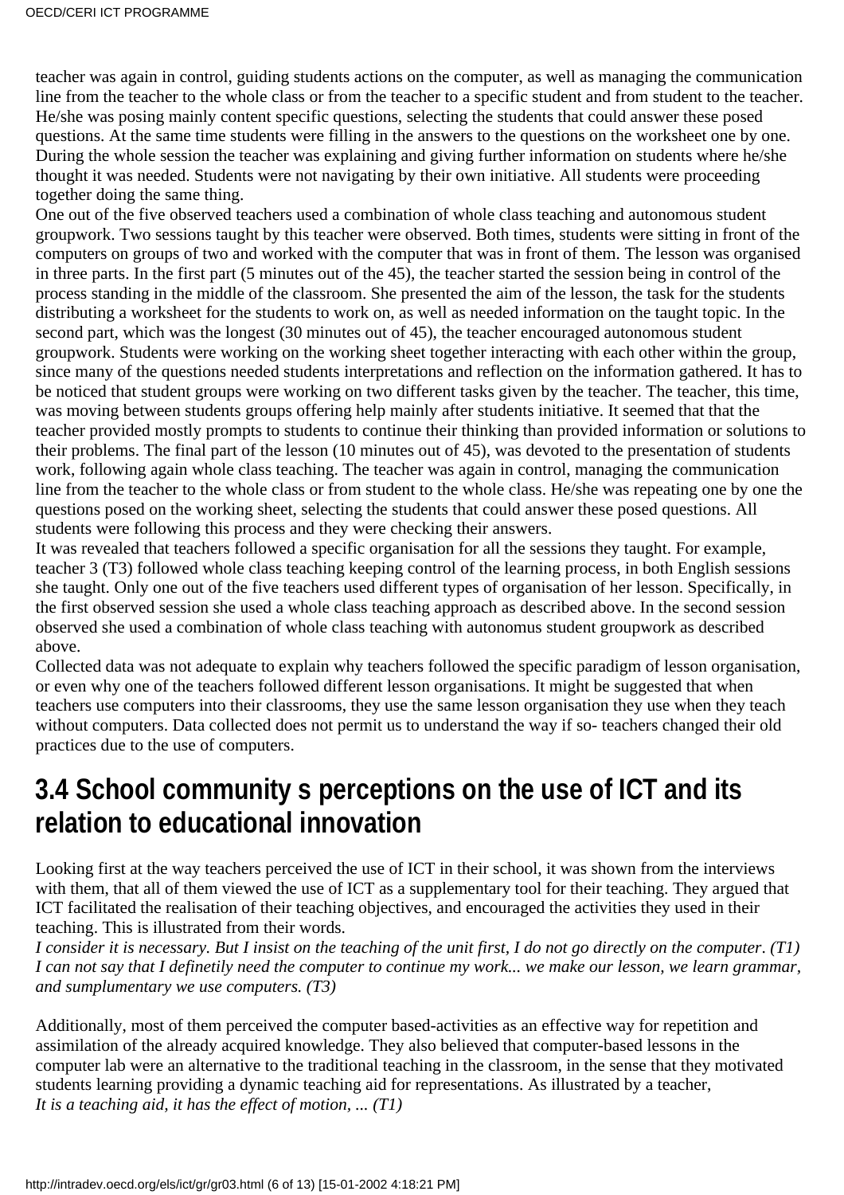teacher was again in control, guiding students actions on the computer, as well as managing the communication line from the teacher to the whole class or from the teacher to a specific student and from student to the teacher. He/she was posing mainly content specific questions, selecting the students that could answer these posed questions. At the same time students were filling in the answers to the questions on the worksheet one by one. During the whole session the teacher was explaining and giving further information on students where he/she thought it was needed. Students were not navigating by their own initiative. All students were proceeding together doing the same thing.

One out of the five observed teachers used a combination of whole class teaching and autonomous student groupwork. Two sessions taught by this teacher were observed. Both times, students were sitting in front of the computers on groups of two and worked with the computer that was in front of them. The lesson was organised in three parts. In the first part (5 minutes out of the 45), the teacher started the session being in control of the process standing in the middle of the classroom. She presented the aim of the lesson, the task for the students distributing a worksheet for the students to work on, as well as needed information on the taught topic. In the second part, which was the longest (30 minutes out of 45), the teacher encouraged autonomous student groupwork. Students were working on the working sheet together interacting with each other within the group, since many of the questions needed students interpretations and reflection on the information gathered. It has to be noticed that student groups were working on two different tasks given by the teacher. The teacher, this time, was moving between students groups offering help mainly after students initiative. It seemed that that the teacher provided mostly prompts to students to continue their thinking than provided information or solutions to their problems. The final part of the lesson (10 minutes out of 45), was devoted to the presentation of students work, following again whole class teaching. The teacher was again in control, managing the communication line from the teacher to the whole class or from student to the whole class. He/she was repeating one by one the questions posed on the working sheet, selecting the students that could answer these posed questions. All students were following this process and they were checking their answers.

It was revealed that teachers followed a specific organisation for all the sessions they taught. For example, teacher 3 (T3) followed whole class teaching keeping control of the learning process, in both English sessions she taught. Only one out of the five teachers used different types of organisation of her lesson. Specifically, in the first observed session she used a whole class teaching approach as described above. In the second session observed she used a combination of whole class teaching with autonomus student groupwork as described above.

Collected data was not adequate to explain why teachers followed the specific paradigm of lesson organisation, or even why one of the teachers followed different lesson organisations. It might be suggested that when teachers use computers into their classrooms, they use the same lesson organisation they use when they teach without computers. Data collected does not permit us to understand the way if so- teachers changed their old practices due to the use of computers.

## 3.4 School community s perceptions on the use of ICT and its relation to educational innovation

Looking first at the way teachers perceived the use of ICT in their school, it was shown from the interviews with them, that all of them viewed the use of ICT as a supplementary tool for their teaching. They argued that ICT facilitated the realisation of their teaching objectives, and encouraged the activities they used in their teaching. This is illustrated from their words.

*I consider it is necessary. But I insist on the teaching of the unit first, I do not go directly on the computer. (T1)*
*I can not say that I definetily need the computer to continue my work... we make our lesson, we learn grammar, and sumplumentary we use computers. (T3)*

Additionally, most of them perceived the computer based-activities as an effective way for repetition and assimilation of the already acquired knowledge. They also believed that computer-based lessons in the computer lab were an alternative to the traditional teaching in the classroom, in the sense that they motivated students learning providing a dynamic teaching aid for representations. As illustrated by a teacher,
*It is a teaching aid, it has the effect of motion, ... (T1)*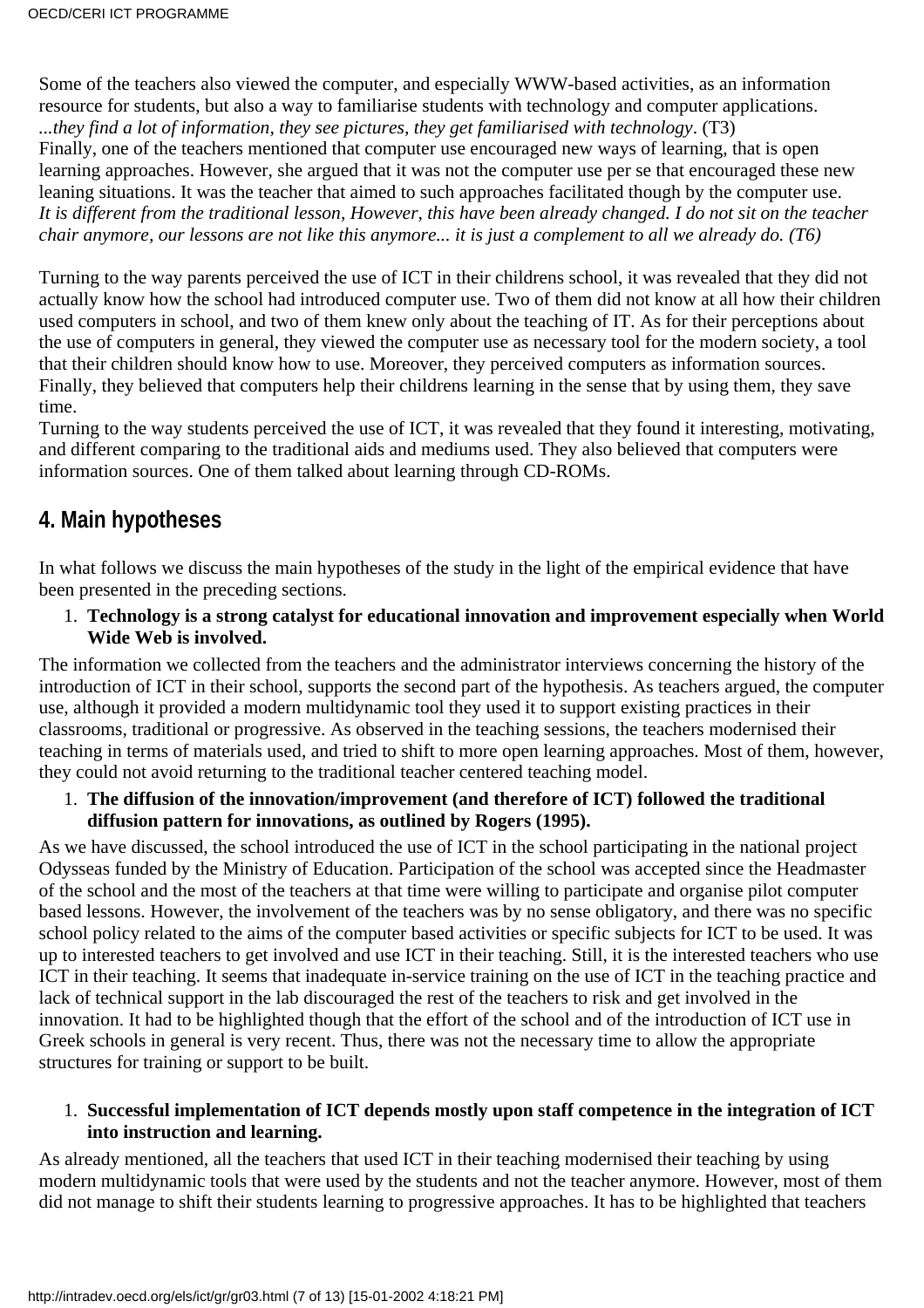Some of the teachers also viewed the computer, and especially WWW-based activities, as an information resource for students, but also a way to familiarise students with technology and computer applications.
*...they find a lot of information, they see pictures, they get familiarised with technology*. (T3)
Finally, one of the teachers mentioned that computer use encouraged new ways of learning, that is open learning approaches. However, she argued that it was not the computer use per se that encouraged these new leaning situations. It was the teacher that aimed to such approaches facilitated though by the computer use.
*It is different from the traditional lesson, However, this have been already changed. I do not sit on the teacher chair anymore, our lessons are not like this anymore... it is just a complement to all we already do. (T6)*

Turning to the way parents perceived the use of ICT in their childrens school, it was revealed that they did not actually know how the school had introduced computer use. Two of them did not know at all how their children used computers in school, and two of them knew only about the teaching of IT. As for their perceptions about the use of computers in general, they viewed the computer use as necessary tool for the modern society, a tool that their children should know how to use. Moreover, they perceived computers as information sources. Finally, they believed that computers help their childrens learning in the sense that by using them, they save time.
Turning to the way students perceived the use of ICT, it was revealed that they found it interesting, motivating, and different comparing to the traditional aids and mediums used. They also believed that computers were information sources. One of them talked about learning through CD-ROMs.

## 4. Main hypotheses

In what follows we discuss the main hypotheses of the study in the light of the empirical evidence that have been presented in the preceding sections.

1. **Technology is a strong catalyst for educational innovation and improvement especially when World Wide Web is involved.**

The information we collected from the teachers and the administrator interviews concerning the history of the introduction of ICT in their school, supports the second part of the hypothesis. As teachers argued, the computer use, although it provided a modern multidynamic tool they used it to support existing practices in their classrooms, traditional or progressive. As observed in the teaching sessions, the teachers modernised their teaching in terms of materials used, and tried to shift to more open learning approaches. Most of them, however, they could not avoid returning to the traditional teacher centered teaching model.

1. **The diffusion of the innovation/improvement (and therefore of ICT) followed the traditional diffusion pattern for innovations, as outlined by Rogers (1995).**

As we have discussed, the school introduced the use of ICT in the school participating in the national project Odysseas funded by the Ministry of Education. Participation of the school was accepted since the Headmaster of the school and the most of the teachers at that time were willing to participate and organise pilot computer based lessons. However, the involvement of the teachers was by no sense obligatory, and there was no specific school policy related to the aims of the computer based activities or specific subjects for ICT to be used. It was up to interested teachers to get involved and use ICT in their teaching. Still, it is the interested teachers who use ICT in their teaching. It seems that inadequate in-service training on the use of ICT in the teaching practice and lack of technical support in the lab discouraged the rest of the teachers to risk and get involved in the innovation. It had to be highlighted though that the effort of the school and of the introduction of ICT use in Greek schools in general is very recent. Thus, there was not the necessary time to allow the appropriate structures for training or support to be built.

1. **Successful implementation of ICT depends mostly upon staff competence in the integration of ICT into instruction and learning.**

As already mentioned, all the teachers that used ICT in their teaching modernised their teaching by using modern multidynamic tools that were used by the students and not the teacher anymore. However, most of them did not manage to shift their students learning to progressive approaches. It has to be highlighted that teachers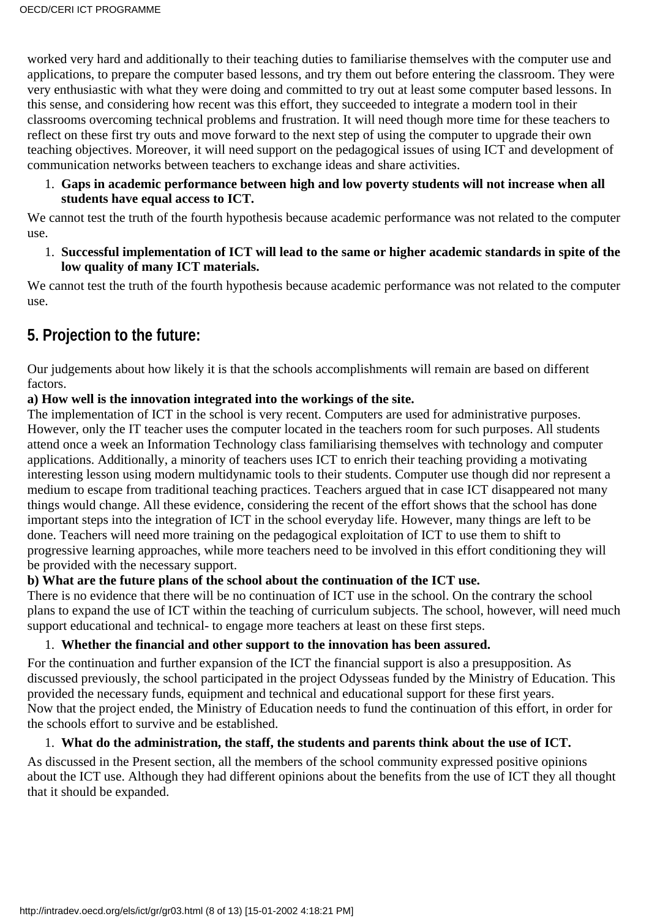worked very hard and additionally to their teaching duties to familiarise themselves with the computer use and applications, to prepare the computer based lessons, and try them out before entering the classroom. They were very enthusiastic with what they were doing and committed to try out at least some computer based lessons. In this sense, and considering how recent was this effort, they succeeded to integrate a modern tool in their classrooms overcoming technical problems and frustration. It will need though more time for these teachers to reflect on these first try outs and move forward to the next step of using the computer to upgrade their own teaching objectives. Moreover, it will need support on the pedagogical issues of using ICT and development of communication networks between teachers to exchange ideas and share activities.

1. **Gaps in academic performance between high and low poverty students will not increase when all students have equal access to ICT.**

We cannot test the truth of the fourth hypothesis because academic performance was not related to the computer use.

1. **Successful implementation of ICT will lead to the same or higher academic standards in spite of the low quality of many ICT materials.**

We cannot test the truth of the fourth hypothesis because academic performance was not related to the computer use.

## 5. Projection to the future:

Our judgements about how likely it is that the schools accomplishments will remain are based on different factors.

**a) How well is the innovation integrated into the workings of the site.**

The implementation of ICT in the school is very recent. Computers are used for administrative purposes. However, only the IT teacher uses the computer located in the teachers room for such purposes. All students attend once a week an Information Technology class familiarising themselves with technology and computer applications. Additionally, a minority of teachers uses ICT to enrich their teaching providing a motivating interesting lesson using modern multidynamic tools to their students. Computer use though did nor represent a medium to escape from traditional teaching practices. Teachers argued that in case ICT disappeared not many things would change. All these evidence, considering the recent of the effort shows that the school has done important steps into the integration of ICT in the school everyday life. However, many things are left to be done. Teachers will need more training on the pedagogical exploitation of ICT to use them to shift to progressive learning approaches, while more teachers need to be involved in this effort conditioning they will be provided with the necessary support.

**b) What are the future plans of the school about the continuation of the ICT use.**

There is no evidence that there will be no continuation of ICT use in the school. On the contrary the school plans to expand the use of ICT within the teaching of curriculum subjects. The school, however, will need much support educational and technical- to engage more teachers at least on these first steps.

1. **Whether the financial and other support to the innovation has been assured.**

For the continuation and further expansion of the ICT the financial support is also a presupposition. As discussed previously, the school participated in the project Odysseas funded by the Ministry of Education. This provided the necessary funds, equipment and technical and educational support for these first years.
Now that the project ended, the Ministry of Education needs to fund the continuation of this effort, in order for the schools effort to survive and be established.

1. **What do the administration, the staff, the students and parents think about the use of ICT.**

As discussed in the Present section, all the members of the school community expressed positive opinions about the ICT use. Although they had different opinions about the benefits from the use of ICT they all thought that it should be expanded.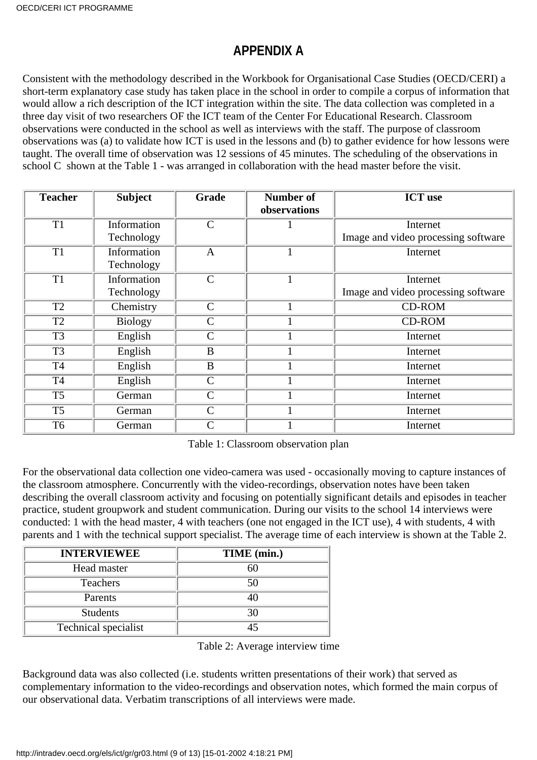# APPENDIX A

Consistent with the methodology described in the Workbook for Organisational Case Studies (OECD/CERI) a short-term explanatory case study has taken place in the school in order to compile a corpus of information that would allow a rich description of the ICT integration within the site. The data collection was completed in a three day visit of two researchers OF the ICT team of the Center For Educational Research. Classroom observations were conducted in the school as well as interviews with the staff. The purpose of classroom observations was (a) to validate how ICT is used in the lessons and (b) to gather evidence for how lessons were taught. The overall time of observation was 12 sessions of 45 minutes. The scheduling of the observations in school C shown at the Table 1 - was arranged in collaboration with the head master before the visit.

| Teacher | Subject | Grade | Number of observations | ICT use |
|---|---|---|---|---|
| T1 | Information Technology | C | 1 | Internet<br>Image and video processing software |
| T1 | Information Technology | A | 1 | Internet |
| T1 | Information Technology | C | 1 | Internet<br>Image and video processing software |
| T2 | Chemistry | C | 1 | CD-ROM |
| T2 | Biology | C | 1 | CD-ROM |
| T3 | English | C | 1 | Internet |
| T3 | English | B | 1 | Internet |
| T4 | English | B | 1 | Internet |
| T4 | English | C | 1 | Internet |
| T5 | German | C | 1 | Internet |
| T5 | German | C | 1 | Internet |
| T6 | German | C | 1 | Internet |

Table 1: Classroom observation plan

For the observational data collection one video-camera was used - occasionally moving to capture instances of the classroom atmosphere. Concurrently with the video-recordings, observation notes have been taken describing the overall classroom activity and focusing on potentially significant details and episodes in teacher practice, student groupwork and student communication. During our visits to the school 14 interviews were conducted: 1 with the head master, 4 with teachers (one not engaged in the ICT use), 4 with students, 4 with parents and 1 with the technical support specialist. The average time of each interview is shown at the Table 2.

| INTERVIEWEE | TIME (min.) |
|---|---|
| Head master | 60 |
| Teachers | 50 |
| Parents | 40 |
| Students | 30 |
| Technical specialist | 45 |

Table 2: Average interview time

Background data was also collected (i.e. students written presentations of their work) that served as complementary information to the video-recordings and observation notes, which formed the main corpus of our observational data. Verbatim transcriptions of all interviews were made.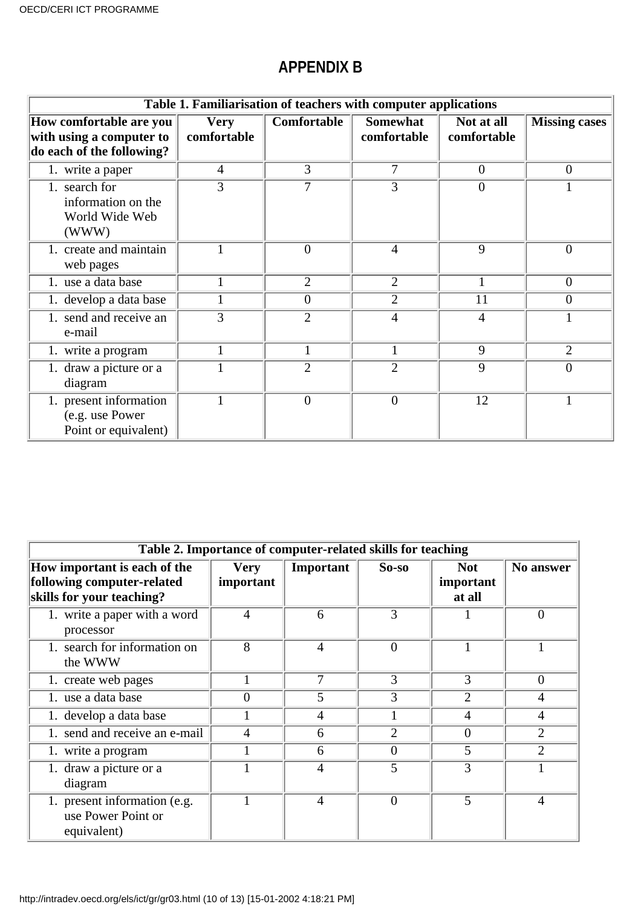## APPENDIX B

| Table 1. Familiarisation of teachers with computer applications | | | | | |
|---|---|---|---|---|---|
| **How comfortable are you with using a computer to do each of the following?** | **Very comfortable** | **Comfortable** | **Somewhat comfortable** | **Not at all comfortable** | **Missing cases** |
| 1. write a paper | 4 | 3 | 7 | 0 | 0 |
| 1. search for information on the World Wide Web (WWW) | 3 | 7 | 3 | 0 | 1 |
| 1. create and maintain web pages | 1 | 0 | 4 | 9 | 0 |
| 1. use a data base | 1 | 2 | 2 | 1 | 0 |
| 1. develop a data base | 1 | 0 | 2 | 11 | 0 |
| 1. send and receive an e-mail | 3 | 2 | 4 | 4 | 1 |
| 1. write a program | 1 | 1 | 1 | 9 | 2 |
| 1. draw a picture or a diagram | 1 | 2 | 2 | 9 | 0 |
| 1. present information (e.g. use Power Point or equivalent) | 1 | 0 | 0 | 12 | 1 |

| Table 2. Importance of computer-related skills for teaching | | | | | |
|---|---|---|---|---|---|
| **How important is each of the following computer-related skills for your teaching?** | **Very important** | **Important** | **So-so** | **Not important at all** | **No answer** |
| 1. write a paper with a word processor | 4 | 6 | 3 | 1 | 0 |
| 1. search for information on the WWW | 8 | 4 | 0 | 1 | 1 |
| 1. create web pages | 1 | 7 | 3 | 3 | 0 |
| 1. use a data base | 0 | 5 | 3 | 2 | 4 |
| 1. develop a data base | 1 | 4 | 1 | 4 | 4 |
| 1. send and receive an e-mail | 4 | 6 | 2 | 0 | 2 |
| 1. write a program | 1 | 6 | 0 | 5 | 2 |
| 1. draw a picture or a diagram | 1 | 4 | 5 | 3 | 1 |
| 1. present information (e.g. use Power Point or equivalent) | 1 | 4 | 0 | 5 | 4 |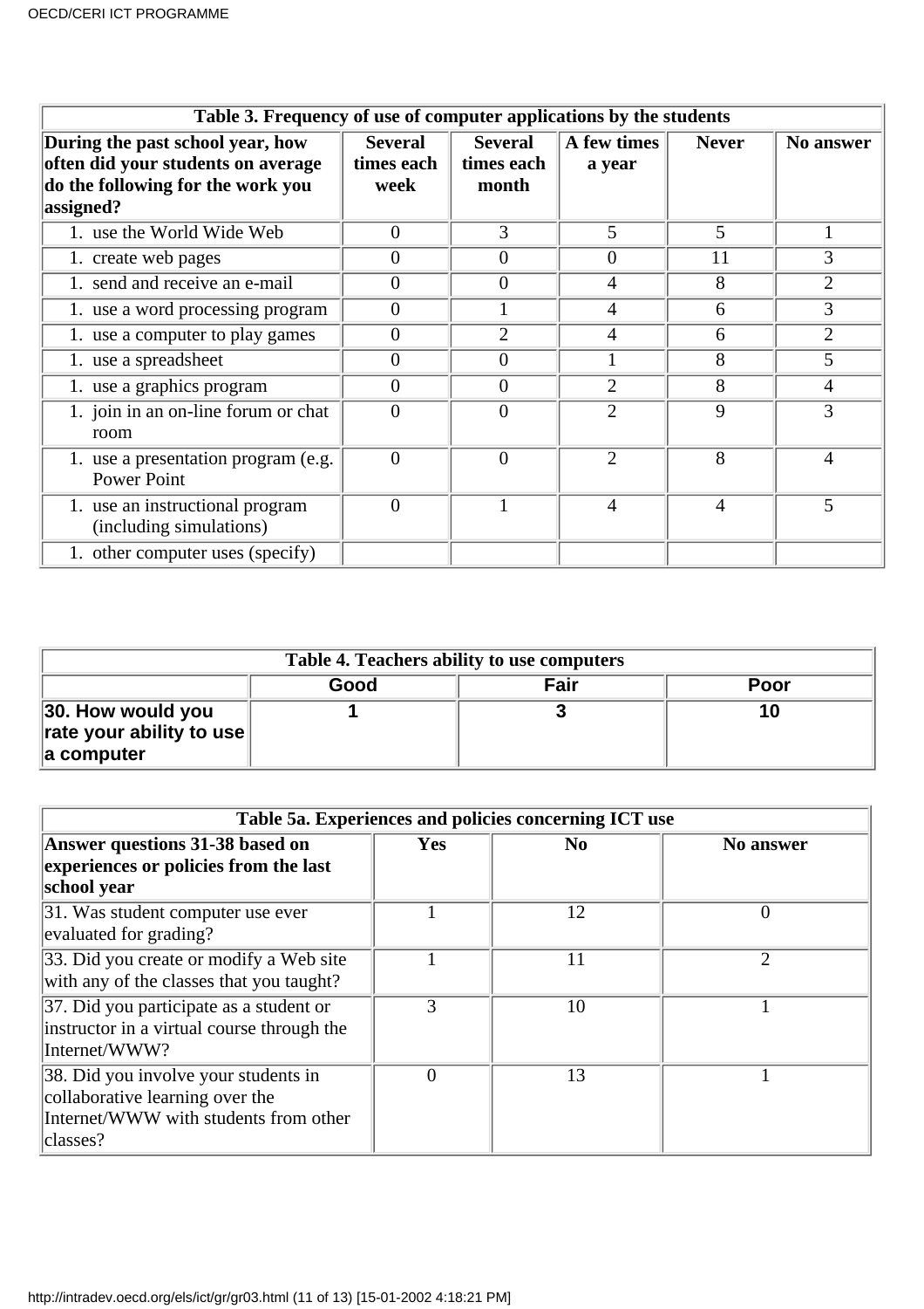| Table 3. Frequency of use of computer applications by the students | | | | | |
|---|---|---|---|---|---|
| During the past school year, how often did your students on average do the following for the work you assigned? | Several times each week | Several times each month | A few times a year | Never | No answer |
| 1. use the World Wide Web | 0 | 3 | 5 | 5 | 1 |
| 1. create web pages | 0 | 0 | 0 | 11 | 3 |
| 1. send and receive an e-mail | 0 | 0 | 4 | 8 | 2 |
| 1. use a word processing program | 0 | 1 | 4 | 6 | 3 |
| 1. use a computer to play games | 0 | 2 | 4 | 6 | 2 |
| 1. use a spreadsheet | 0 | 0 | 1 | 8 | 5 |
| 1. use a graphics program | 0 | 0 | 2 | 8 | 4 |
| 1. join in an on-line forum or chat room | 0 | 0 | 2 | 9 | 3 |
| 1. use a presentation program (e.g. Power Point | 0 | 0 | 2 | 8 | 4 |
| 1. use an instructional program (including simulations) | 0 | 1 | 4 | 4 | 5 |
| 1. other computer uses (specify) | | | | | |

| Table 4. Teachers ability to use computers | | | |
|---|---|---|---|
| | Good | Fair | Poor |
| 30. How would you rate your ability to use a computer | 1 | 3 | 10 |

| Table 5a. Experiences and policies concerning ICT use | | | |
|---|---|---|---|
| Answer questions 31-38 based on experiences or policies from the last school year | Yes | No | No answer |
| 31. Was student computer use ever evaluated for grading? | 1 | 12 | 0 |
| 33. Did you create or modify a Web site with any of the classes that you taught? | 1 | 11 | 2 |
| 37. Did you participate as a student or instructor in a virtual course through the Internet/WWW? | 3 | 10 | 1 |
| 38. Did you involve your students in collaborative learning over the Internet/WWW with students from other classes? | 0 | 13 | 1 |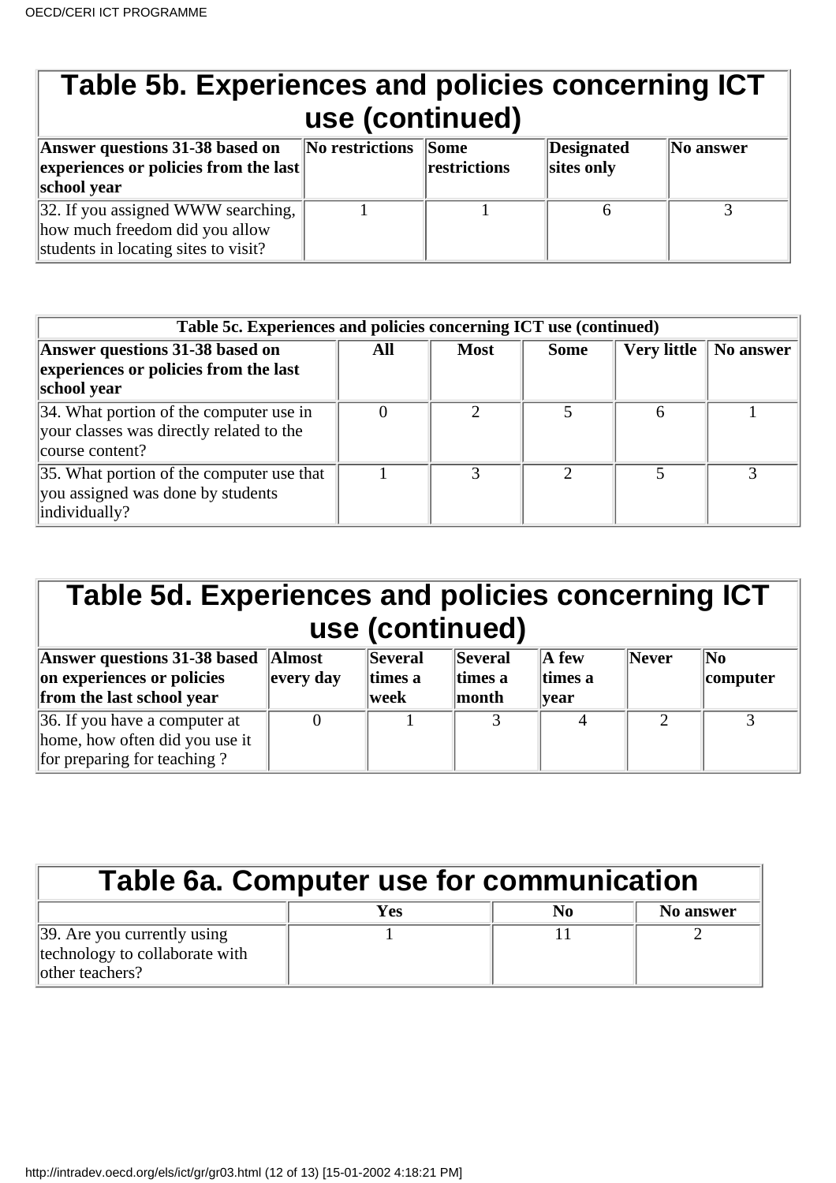## Table 5b. Experiences and policies concerning ICT use (continued)

| Answer questions 31-38 based on experiences or policies from the last school year | No restrictions | Some restrictions | Designated sites only | No answer |
|---|---|---|---|---|
| 32. If you assigned WWW searching, how much freedom did you allow students in locating sites to visit? | 1 | 1 | 6 | 3 |

### Table 5c. Experiences and policies concerning ICT use (continued)

| Answer questions 31-38 based on experiences or policies from the last school year | All | Most | Some | Very little | No answer |
|---|---|---|---|---|---|
| 34. What portion of the computer use in your classes was directly related to the course content? | 0 | 2 | 5 | 6 | 1 |
| 35. What portion of the computer use that you assigned was done by students individually? | 1 | 3 | 2 | 5 | 3 |

## Table 5d. Experiences and policies concerning ICT use (continued)

| Answer questions 31-38 based on experiences or policies from the last school year | Almost every day | Several times a week | Several times a month | A few times a year | Never | No computer |
|---|---|---|---|---|---|---|
| 36. If you have a computer at home, how often did you use it for preparing for teaching ? | 0 | 1 | 3 | 4 | 2 | 3 |

## Table 6a. Computer use for communication

| | Yes | No | No answer |
|---|---|---|---|
| 39. Are you currently using technology to collaborate with other teachers? | 1 | 11 | 2 |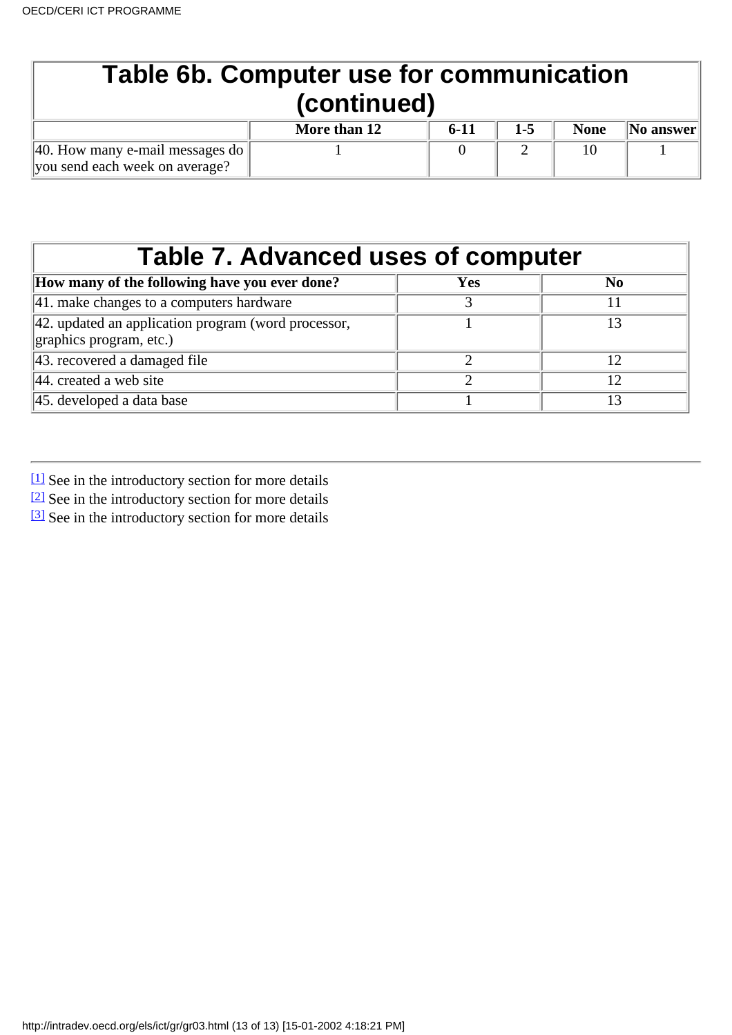## Table 6b. Computer use for communication (continued)

| | More than 12 | 6-11 | 1-5 | None | No answer |
| --- | --- | --- | --- | --- | --- |
| 40. How many e-mail messages do you send each week on average? | 1 | 0 | 2 | 10 | 1 |

## Table 7. Advanced uses of computer

| How many of the following have you ever done? | Yes | No |
| --- | --- | --- |
| 41. make changes to a computers hardware | 3 | 11 |
| 42. updated an application program (word processor, graphics program, etc.) | 1 | 13 |
| 43. recovered a damaged file | 2 | 12 |
| 44. created a web site | 2 | 12 |
| 45. developed a data base | 1 | 13 |

---

[1] See in the introductory section for more details

[2] See in the introductory section for more details

[3] See in the introductory section for more details